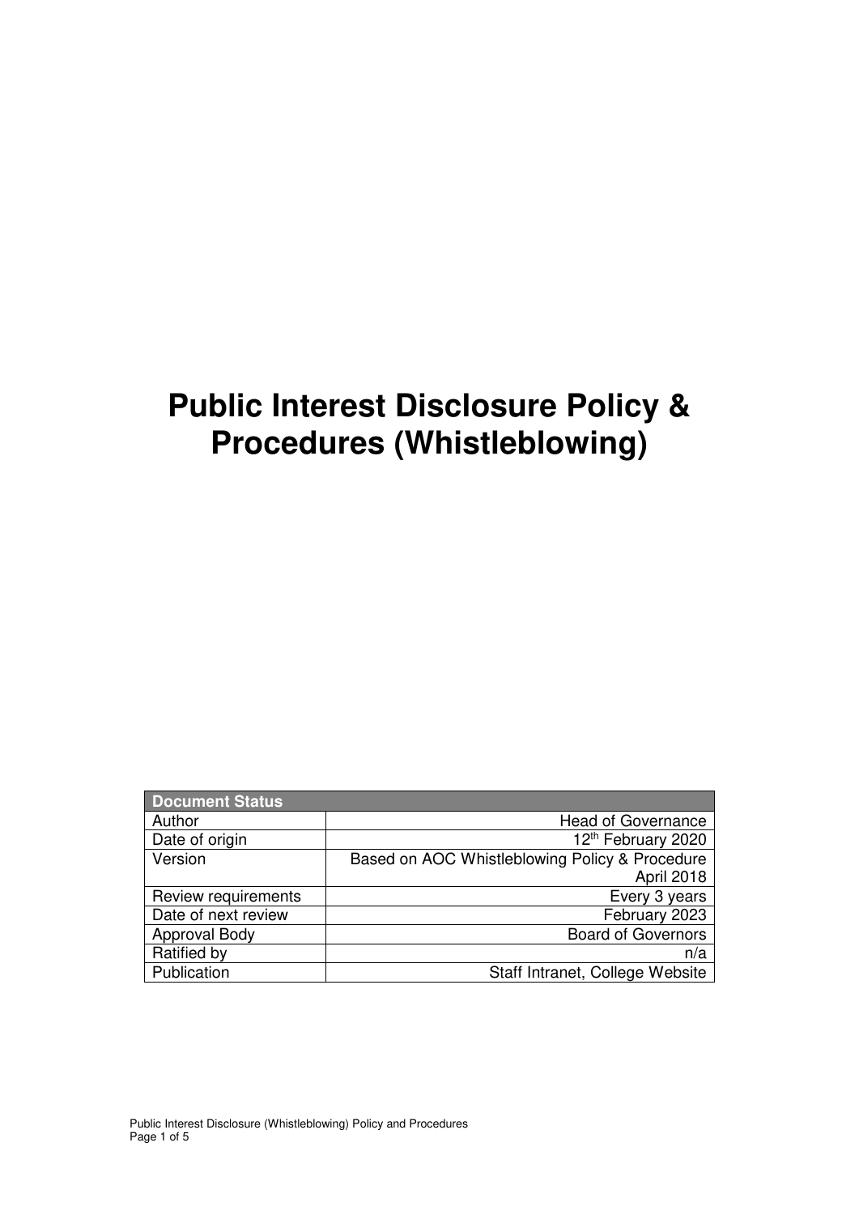# Public Interest Disclosure Policy & Procedures (Whistleblowing)

| Document Status | |
|---|---|
| Author | Head of Governance |
| Date of origin | 12th February 2020 |
| Version | Based on AOC Whistleblowing Policy & Procedure April 2018 |
| Review requirements | Every 3 years |
| Date of next review | February 2023 |
| Approval Body | Board of Governors |
| Ratified by | n/a |
| Publication | Staff Intranet, College Website |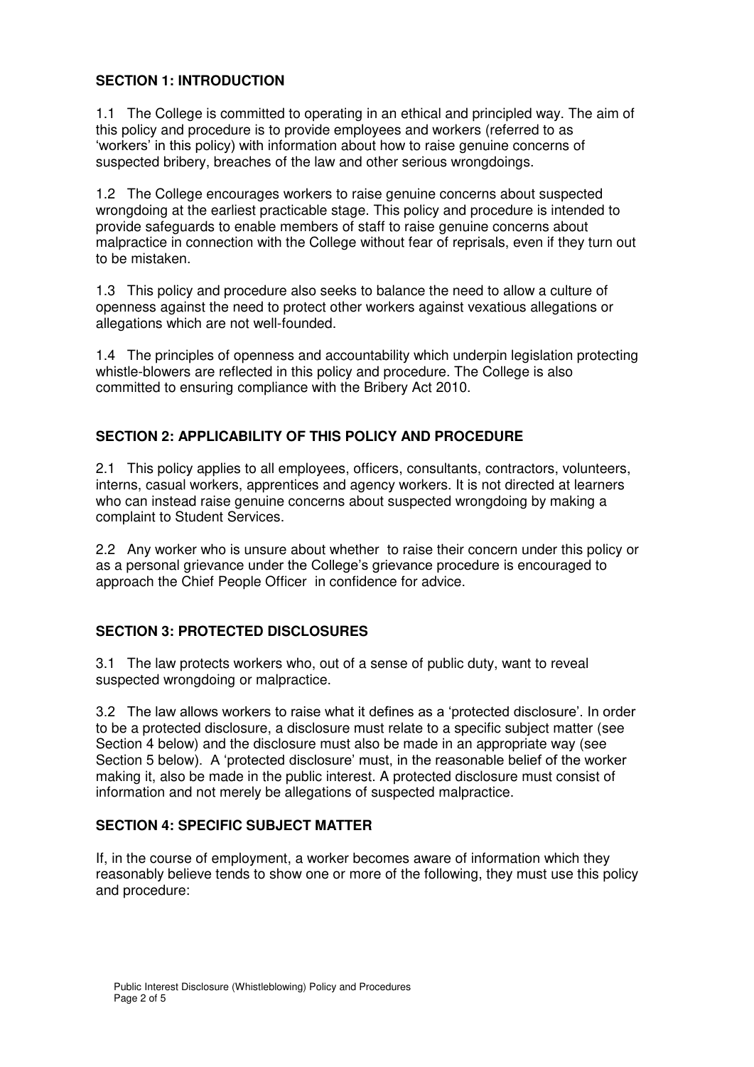## SECTION 1: INTRODUCTION

1.1 The College is committed to operating in an ethical and principled way. The aim of this policy and procedure is to provide employees and workers (referred to as 'workers' in this policy) with information about how to raise genuine concerns of suspected bribery, breaches of the law and other serious wrongdoings.

1.2 The College encourages workers to raise genuine concerns about suspected wrongdoing at the earliest practicable stage. This policy and procedure is intended to provide safeguards to enable members of staff to raise genuine concerns about malpractice in connection with the College without fear of reprisals, even if they turn out to be mistaken.

1.3 This policy and procedure also seeks to balance the need to allow a culture of openness against the need to protect other workers against vexatious allegations or allegations which are not well-founded.

1.4 The principles of openness and accountability which underpin legislation protecting whistle-blowers are reflected in this policy and procedure. The College is also committed to ensuring compliance with the Bribery Act 2010.

## SECTION 2: APPLICABILITY OF THIS POLICY AND PROCEDURE

2.1 This policy applies to all employees, officers, consultants, contractors, volunteers, interns, casual workers, apprentices and agency workers. It is not directed at learners who can instead raise genuine concerns about suspected wrongdoing by making a complaint to Student Services.

2.2 Any worker who is unsure about whether to raise their concern under this policy or as a personal grievance under the College's grievance procedure is encouraged to approach the Chief People Officer in confidence for advice.

## SECTION 3: PROTECTED DISCLOSURES

3.1 The law protects workers who, out of a sense of public duty, want to reveal suspected wrongdoing or malpractice.

3.2 The law allows workers to raise what it defines as a 'protected disclosure'. In order to be a protected disclosure, a disclosure must relate to a specific subject matter (see Section 4 below) and the disclosure must also be made in an appropriate way (see Section 5 below). A 'protected disclosure' must, in the reasonable belief of the worker making it, also be made in the public interest. A protected disclosure must consist of information and not merely be allegations of suspected malpractice.

## SECTION 4: SPECIFIC SUBJECT MATTER

If, in the course of employment, a worker becomes aware of information which they reasonably believe tends to show one or more of the following, they must use this policy and procedure: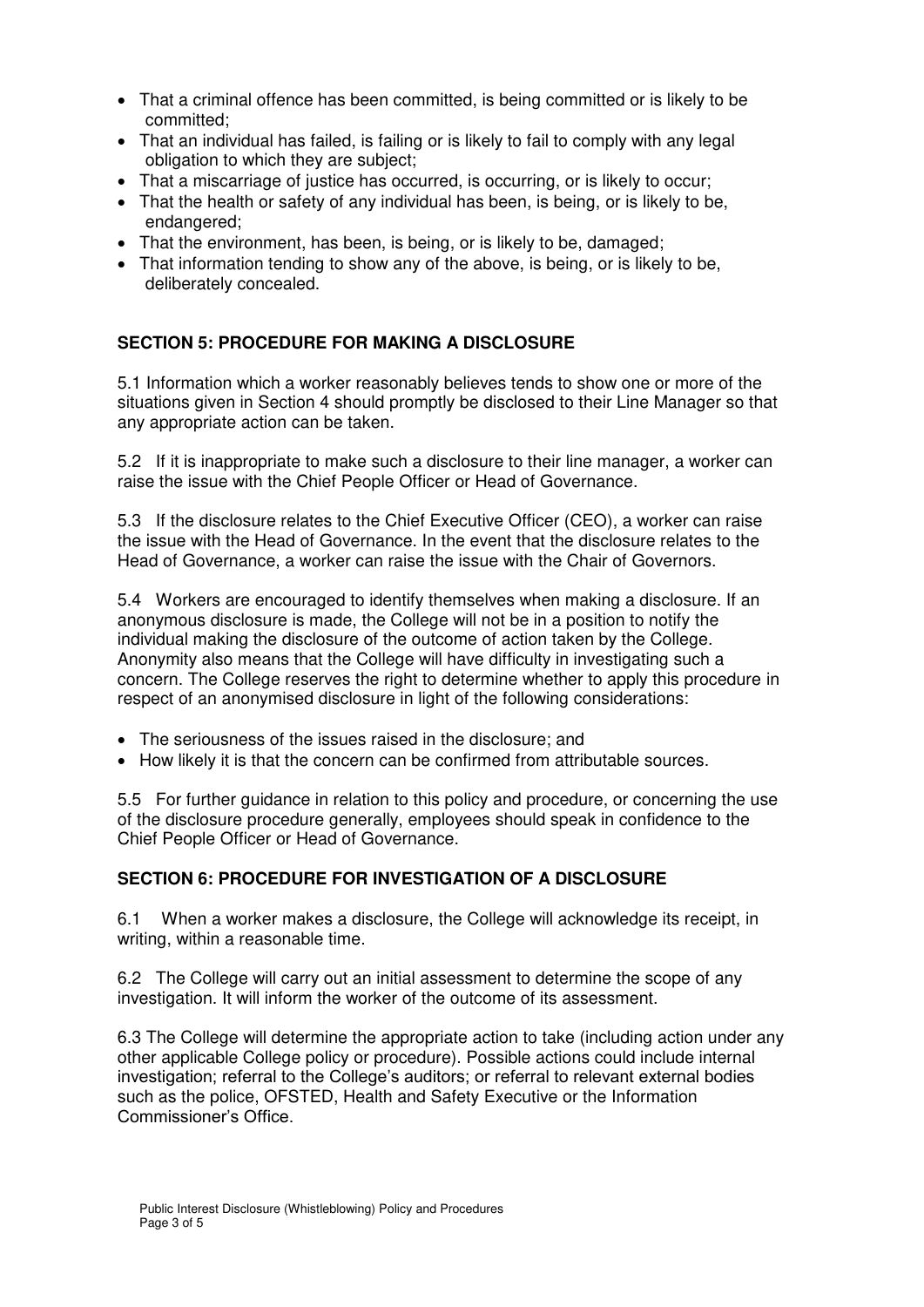- That a criminal offence has been committed, is being committed or is likely to be committed;
- That an individual has failed, is failing or is likely to fail to comply with any legal obligation to which they are subject;
- That a miscarriage of justice has occurred, is occurring, or is likely to occur;
- That the health or safety of any individual has been, is being, or is likely to be, endangered;
- That the environment, has been, is being, or is likely to be, damaged;
- That information tending to show any of the above, is being, or is likely to be, deliberately concealed.

## SECTION 5: PROCEDURE FOR MAKING A DISCLOSURE

5.1 Information which a worker reasonably believes tends to show one or more of the situations given in Section 4 should promptly be disclosed to their Line Manager so that any appropriate action can be taken.

5.2 If it is inappropriate to make such a disclosure to their line manager, a worker can raise the issue with the Chief People Officer or Head of Governance.

5.3 If the disclosure relates to the Chief Executive Officer (CEO), a worker can raise the issue with the Head of Governance. In the event that the disclosure relates to the Head of Governance, a worker can raise the issue with the Chair of Governors.

5.4 Workers are encouraged to identify themselves when making a disclosure. If an anonymous disclosure is made, the College will not be in a position to notify the individual making the disclosure of the outcome of action taken by the College. Anonymity also means that the College will have difficulty in investigating such a concern. The College reserves the right to determine whether to apply this procedure in respect of an anonymised disclosure in light of the following considerations:

- The seriousness of the issues raised in the disclosure; and
- How likely it is that the concern can be confirmed from attributable sources.

5.5 For further guidance in relation to this policy and procedure, or concerning the use of the disclosure procedure generally, employees should speak in confidence to the Chief People Officer or Head of Governance.

## SECTION 6: PROCEDURE FOR INVESTIGATION OF A DISCLOSURE

6.1 When a worker makes a disclosure, the College will acknowledge its receipt, in writing, within a reasonable time.

6.2 The College will carry out an initial assessment to determine the scope of any investigation. It will inform the worker of the outcome of its assessment.

6.3 The College will determine the appropriate action to take (including action under any other applicable College policy or procedure). Possible actions could include internal investigation; referral to the College's auditors; or referral to relevant external bodies such as the police, OFSTED, Health and Safety Executive or the Information Commissioner's Office.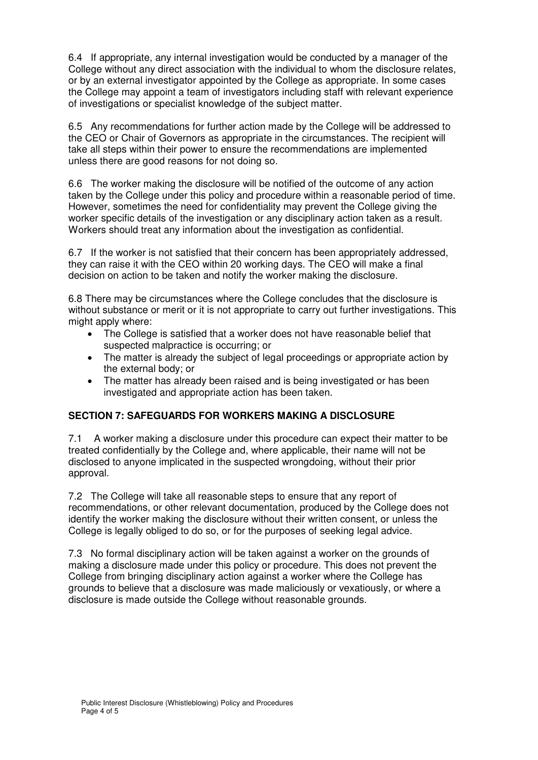6.4 If appropriate, any internal investigation would be conducted by a manager of the College without any direct association with the individual to whom the disclosure relates, or by an external investigator appointed by the College as appropriate. In some cases the College may appoint a team of investigators including staff with relevant experience of investigations or specialist knowledge of the subject matter.

6.5 Any recommendations for further action made by the College will be addressed to the CEO or Chair of Governors as appropriate in the circumstances. The recipient will take all steps within their power to ensure the recommendations are implemented unless there are good reasons for not doing so.

6.6 The worker making the disclosure will be notified of the outcome of any action taken by the College under this policy and procedure within a reasonable period of time. However, sometimes the need for confidentiality may prevent the College giving the worker specific details of the investigation or any disciplinary action taken as a result. Workers should treat any information about the investigation as confidential.

6.7 If the worker is not satisfied that their concern has been appropriately addressed, they can raise it with the CEO within 20 working days. The CEO will make a final decision on action to be taken and notify the worker making the disclosure.

6.8 There may be circumstances where the College concludes that the disclosure is without substance or merit or it is not appropriate to carry out further investigations. This might apply where:

- The College is satisfied that a worker does not have reasonable belief that suspected malpractice is occurring; or
- The matter is already the subject of legal proceedings or appropriate action by the external body; or
- The matter has already been raised and is being investigated or has been investigated and appropriate action has been taken.

## SECTION 7: SAFEGUARDS FOR WORKERS MAKING A DISCLOSURE

7.1 A worker making a disclosure under this procedure can expect their matter to be treated confidentially by the College and, where applicable, their name will not be disclosed to anyone implicated in the suspected wrongdoing, without their prior approval.

7.2 The College will take all reasonable steps to ensure that any report of recommendations, or other relevant documentation, produced by the College does not identify the worker making the disclosure without their written consent, or unless the College is legally obliged to do so, or for the purposes of seeking legal advice.

7.3 No formal disciplinary action will be taken against a worker on the grounds of making a disclosure made under this policy or procedure. This does not prevent the College from bringing disciplinary action against a worker where the College has grounds to believe that a disclosure was made maliciously or vexatiously, or where a disclosure is made outside the College without reasonable grounds.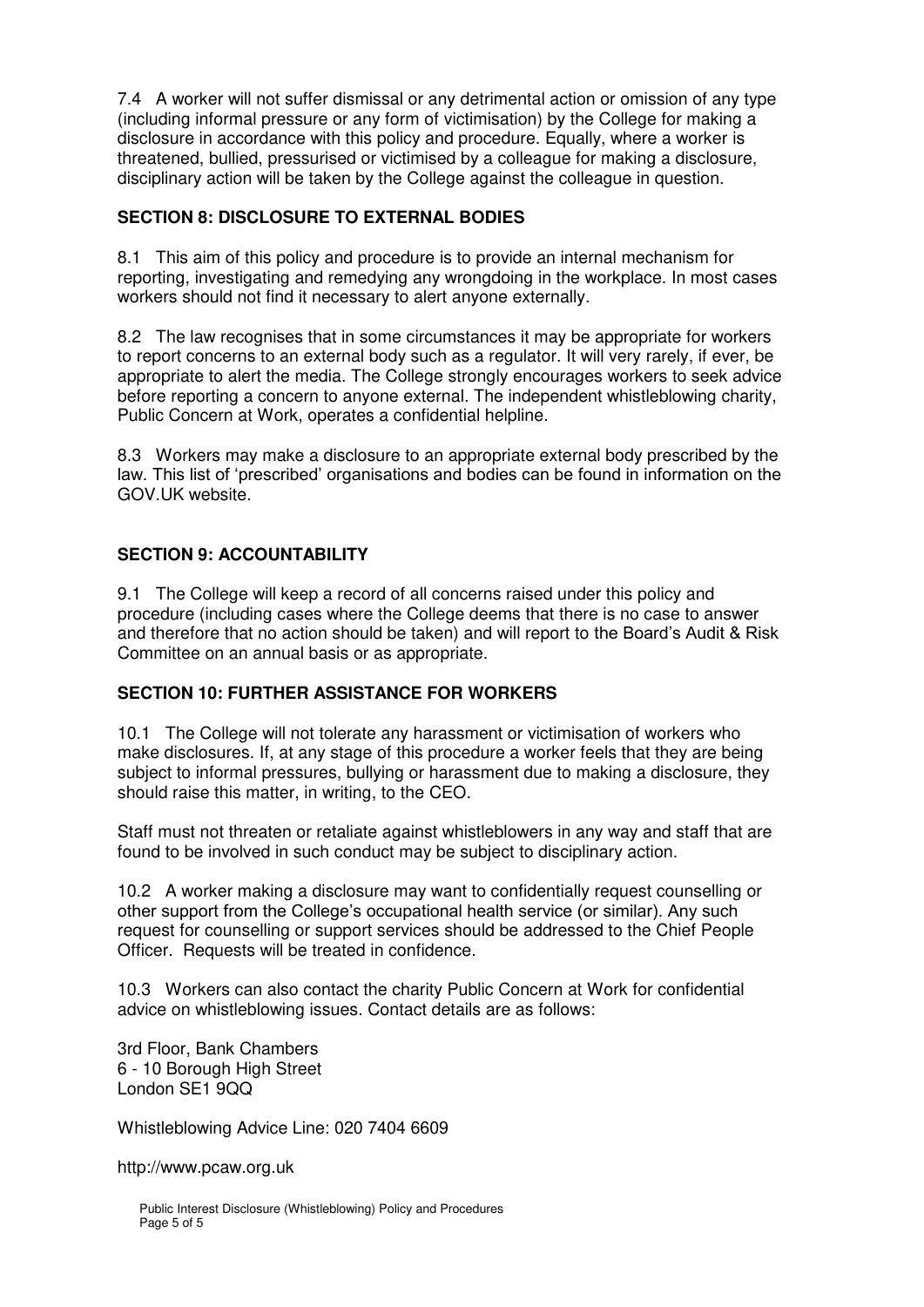7.4 A worker will not suffer dismissal or any detrimental action or omission of any type (including informal pressure or any form of victimisation) by the College for making a disclosure in accordance with this policy and procedure. Equally, where a worker is threatened, bullied, pressurised or victimised by a colleague for making a disclosure, disciplinary action will be taken by the College against the colleague in question.

## SECTION 8: DISCLOSURE TO EXTERNAL BODIES

8.1 This aim of this policy and procedure is to provide an internal mechanism for reporting, investigating and remedying any wrongdoing in the workplace. In most cases workers should not find it necessary to alert anyone externally.

8.2 The law recognises that in some circumstances it may be appropriate for workers to report concerns to an external body such as a regulator. It will very rarely, if ever, be appropriate to alert the media. The College strongly encourages workers to seek advice before reporting a concern to anyone external. The independent whistleblowing charity, Public Concern at Work, operates a confidential helpline.

8.3 Workers may make a disclosure to an appropriate external body prescribed by the law. This list of 'prescribed' organisations and bodies can be found in information on the GOV.UK website.

## SECTION 9: ACCOUNTABILITY

9.1 The College will keep a record of all concerns raised under this policy and procedure (including cases where the College deems that there is no case to answer and therefore that no action should be taken) and will report to the Board's Audit & Risk Committee on an annual basis or as appropriate.

## SECTION 10: FURTHER ASSISTANCE FOR WORKERS

10.1 The College will not tolerate any harassment or victimisation of workers who make disclosures. If, at any stage of this procedure a worker feels that they are being subject to informal pressures, bullying or harassment due to making a disclosure, they should raise this matter, in writing, to the CEO.

Staff must not threaten or retaliate against whistleblowers in any way and staff that are found to be involved in such conduct may be subject to disciplinary action.

10.2 A worker making a disclosure may want to confidentially request counselling or other support from the College's occupational health service (or similar). Any such request for counselling or support services should be addressed to the Chief People Officer. Requests will be treated in confidence.

10.3 Workers can also contact the charity Public Concern at Work for confidential advice on whistleblowing issues. Contact details are as follows:

3rd Floor, Bank Chambers
6 - 10 Borough High Street
London SE1 9QQ

Whistleblowing Advice Line: 020 7404 6609

http://www.pcaw.org.uk